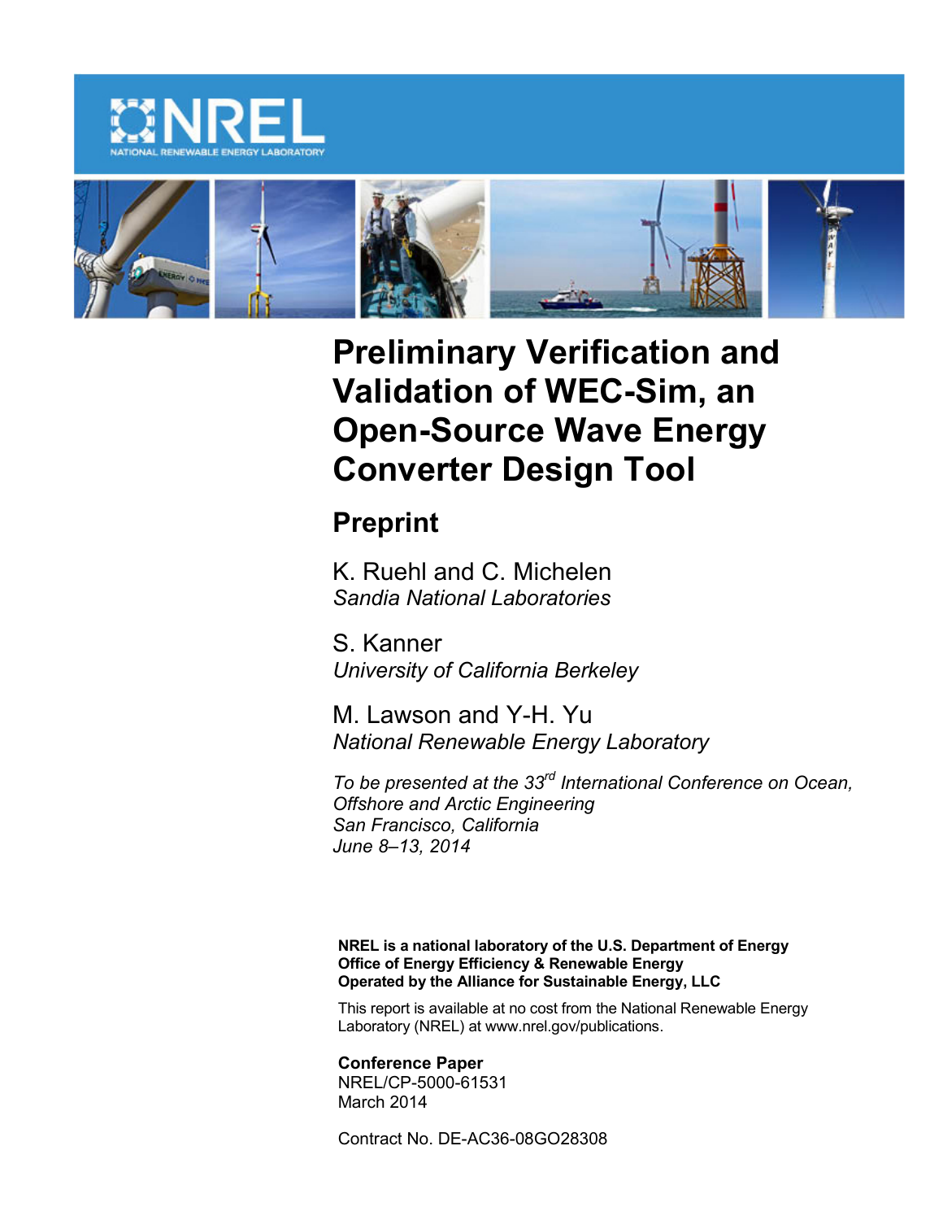NREL
NATIONAL RENEWABLE ENERGY LABORATORY

# Preliminary Verification and Validation of WEC-Sim, an Open-Source Wave Energy Converter Design Tool

## Preprint

K. Ruehl and C. Michelen
*Sandia National Laboratories*

S. Kanner
*University of California Berkeley*

M. Lawson and Y-H. Yu
*National Renewable Energy Laboratory*

*To be presented at the 33rd International Conference on Ocean, Offshore and Arctic Engineering*
*San Francisco, California*
*June 8–13, 2014*

**NREL is a national laboratory of the U.S. Department of Energy**
**Office of Energy Efficiency & Renewable Energy**
**Operated by the Alliance for Sustainable Energy, LLC**

This report is available at no cost from the National Renewable Energy Laboratory (NREL) at www.nrel.gov/publications.

**Conference Paper**
NREL/CP-5000-61531
March 2014

Contract No. DE-AC36-08GO28308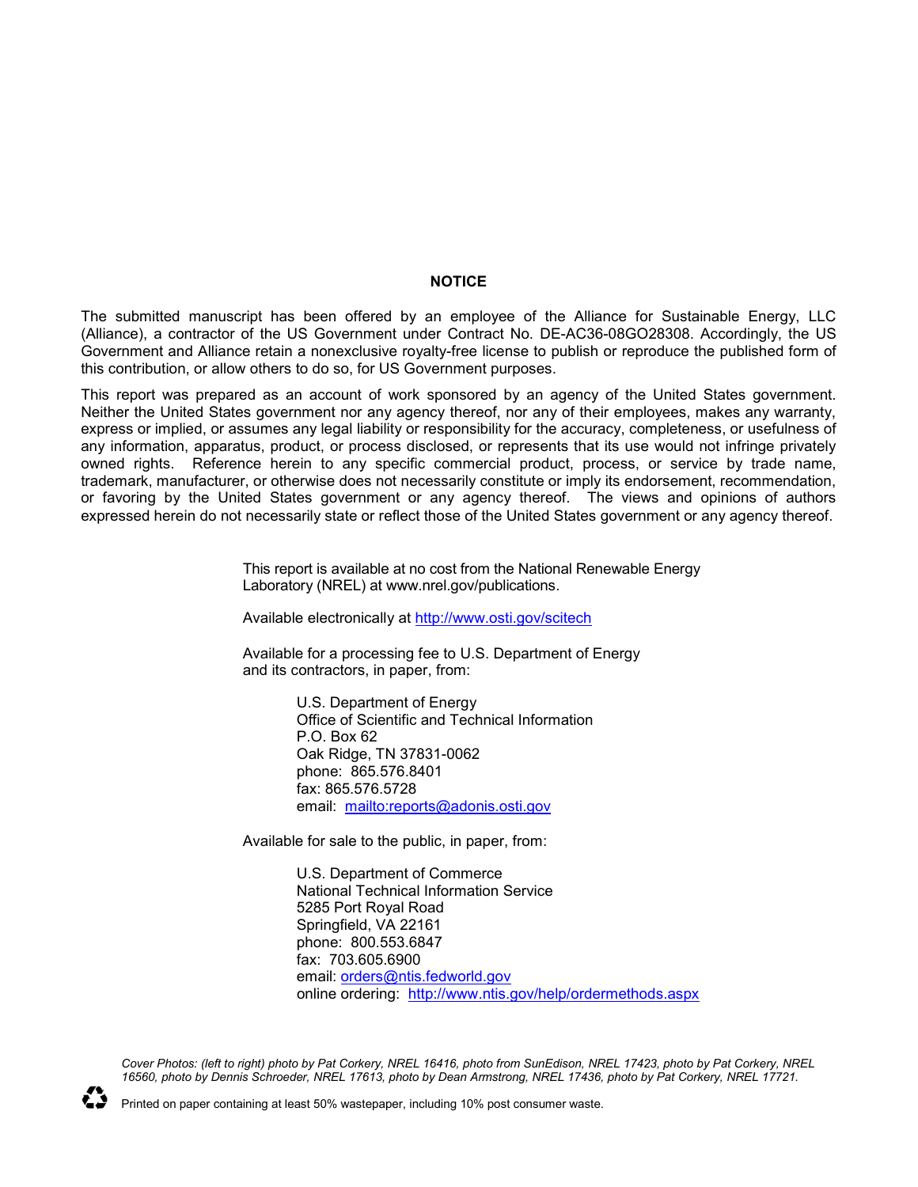## NOTICE

The submitted manuscript has been offered by an employee of the Alliance for Sustainable Energy, LLC (Alliance), a contractor of the US Government under Contract No. DE-AC36-08GO28308. Accordingly, the US Government and Alliance retain a nonexclusive royalty-free license to publish or reproduce the published form of this contribution, or allow others to do so, for US Government purposes.

This report was prepared as an account of work sponsored by an agency of the United States government. Neither the United States government nor any agency thereof, nor any of their employees, makes any warranty, express or implied, or assumes any legal liability or responsibility for the accuracy, completeness, or usefulness of any information, apparatus, product, or process disclosed, or represents that its use would not infringe privately owned rights. Reference herein to any specific commercial product, process, or service by trade name, trademark, manufacturer, or otherwise does not necessarily constitute or imply its endorsement, recommendation, or favoring by the United States government or any agency thereof. The views and opinions of authors expressed herein do not necessarily state or reflect those of the United States government or any agency thereof.

This report is available at no cost from the National Renewable Energy Laboratory (NREL) at www.nrel.gov/publications.

Available electronically at http://www.osti.gov/scitech

Available for a processing fee to U.S. Department of Energy and its contractors, in paper, from:

U.S. Department of Energy
Office of Scientific and Technical Information
P.O. Box 62
Oak Ridge, TN 37831-0062
phone: 865.576.8401
fax: 865.576.5728
email: mailto:reports@adonis.osti.gov

Available for sale to the public, in paper, from:

U.S. Department of Commerce
National Technical Information Service
5285 Port Royal Road
Springfield, VA 22161
phone: 800.553.6847
fax: 703.605.6900
email: orders@ntis.fedworld.gov
online ordering: http://www.ntis.gov/help/ordermethods.aspx

*Cover Photos: (left to right) photo by Pat Corkery, NREL 16416, photo from SunEdison, NREL 17423, photo by Pat Corkery, NREL 16560, photo by Dennis Schroeder, NREL 17613, photo by Dean Armstrong, NREL 17436, photo by Pat Corkery, NREL 17721.*

Printed on paper containing at least 50% wastepaper, including 10% post consumer waste.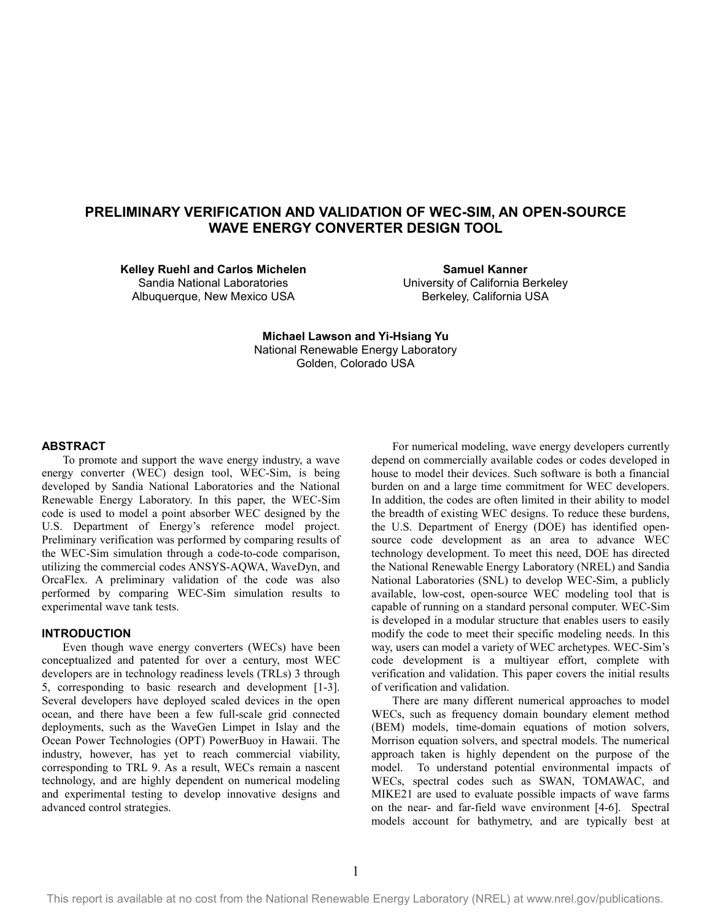# PRELIMINARY VERIFICATION AND VALIDATION OF WEC-SIM, AN OPEN-SOURCE WAVE ENERGY CONVERTER DESIGN TOOL

**Kelley Ruehl and Carlos Michelen**
Sandia National Laboratories
Albuquerque, New Mexico USA

**Samuel Kanner**
University of California Berkeley
Berkeley, California USA

**Michael Lawson and Yi-Hsiang Yu**
National Renewable Energy Laboratory
Golden, Colorado USA

## ABSTRACT

To promote and support the wave energy industry, a wave energy converter (WEC) design tool, WEC-Sim, is being developed by Sandia National Laboratories and the National Renewable Energy Laboratory. In this paper, the WEC-Sim code is used to model a point absorber WEC designed by the U.S. Department of Energy's reference model project. Preliminary verification was performed by comparing results of the WEC-Sim simulation through a code-to-code comparison, utilizing the commercial codes ANSYS-AQWA, WaveDyn, and OrcaFlex. A preliminary validation of the code was also performed by comparing WEC-Sim simulation results to experimental wave tank tests.

## INTRODUCTION

Even though wave energy converters (WECs) have been conceptualized and patented for over a century, most WEC developers are in technology readiness levels (TRLs) 3 through 5, corresponding to basic research and development [1-3]. Several developers have deployed scaled devices in the open ocean, and there have been a few full-scale grid connected deployments, such as the WaveGen Limpet in Islay and the Ocean Power Technologies (OPT) PowerBuoy in Hawaii. The industry, however, has yet to reach commercial viability, corresponding to TRL 9. As a result, WECs remain a nascent technology, and are highly dependent on numerical modeling and experimental testing to develop innovative designs and advanced control strategies.

For numerical modeling, wave energy developers currently depend on commercially available codes or codes developed in house to model their devices. Such software is both a financial burden on and a large time commitment for WEC developers. In addition, the codes are often limited in their ability to model the breadth of existing WEC designs. To reduce these burdens, the U.S. Department of Energy (DOE) has identified open-source code development as an area to advance WEC technology development. To meet this need, DOE has directed the National Renewable Energy Laboratory (NREL) and Sandia National Laboratories (SNL) to develop WEC-Sim, a publicly available, low-cost, open-source WEC modeling tool that is capable of running on a standard personal computer. WEC-Sim is developed in a modular structure that enables users to easily modify the code to meet their specific modeling needs. In this way, users can model a variety of WEC archetypes. WEC-Sim's code development is a multiyear effort, complete with verification and validation. This paper covers the initial results of verification and validation.

There are many different numerical approaches to model WECs, such as frequency domain boundary element method (BEM) models, time-domain equations of motion solvers, Morrison equation solvers, and spectral models. The numerical approach taken is highly dependent on the purpose of the model. To understand potential environmental impacts of WECs, spectral codes such as SWAN, TOMAWAC, and MIKE21 are used to evaluate possible impacts of wave farms on the near- and far-field wave environment [4-6]. Spectral models account for bathymetry, and are typically best at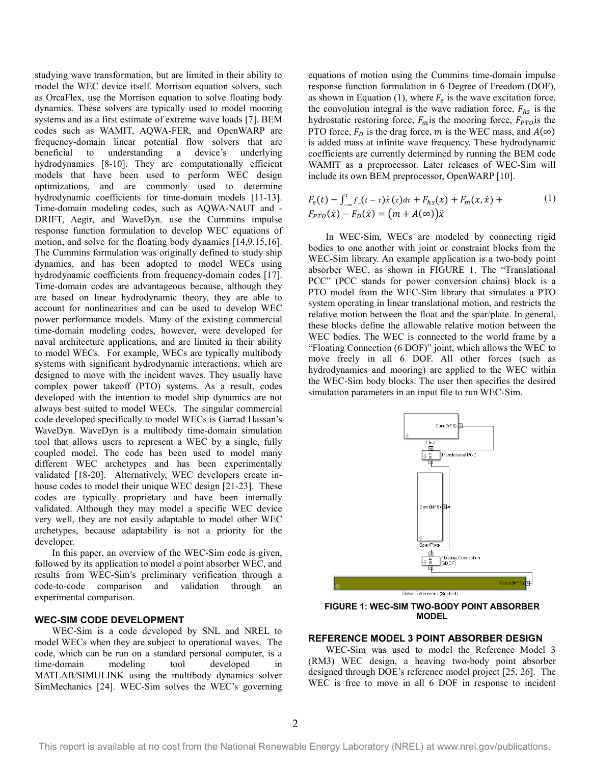studying wave transformation, but are limited in their ability to model the WEC device itself. Morrison equation solvers, such as OrcaFlex, use the Morrison equation to solve floating body dynamics. These solvers are typically used to model mooring systems and as a first estimate of extreme wave loads [7]. BEM codes such as WAMIT, AQWA-FER, and OpenWARP are frequency-domain linear potential flow solvers that are beneficial to understanding a device's underlying hydrodynamics [8-10]. They are computationally efficient models that have been used to perform WEC design optimizations, and are commonly used to determine hydrodynamic coefficients for time-domain models [11-13]. Time-domain modeling codes, such as AQWA-NAUT and -DRIFT, Aegir, and WaveDyn, use the Cummins impulse response function formulation to develop WEC equations of motion, and solve for the floating body dynamics [14,9,15,16]. The Cummins formulation was originally defined to study ship dynamics, and has been adopted to model WECs using hydrodynamic coefficients from frequency-domain codes [17]. Time-domain codes are advantageous because, although they are based on linear hydrodynamic theory, they are able to account for nonlinearities and can be used to develop WEC power performance models. Many of the existing commercial time-domain modeling codes, however, were developed for naval architecture applications, and are limited in their ability to model WECs. For example, WECs are typically multibody systems with significant hydrodynamic interactions, which are designed to move with the incident waves. They usually have complex power takeoff (PTO) systems. As a result, codes developed with the intention to model ship dynamics are not always best suited to model WECs. The singular commercial code developed specifically to model WECs is Garrad Hassan's WaveDyn. WaveDyn is a multibody time-domain simulation tool that allows users to represent a WEC by a single, fully coupled model. The code has been used to model many different WEC archetypes and has been experimentally validated [18-20]. Alternatively, WEC developers create in-house codes to model their unique WEC design [21-23]. These codes are typically proprietary and have been internally validated. Although they may model a specific WEC device very well, they are not easily adaptable to model other WEC archetypes, because adaptability is not a priority for the developer.

In this paper, an overview of the WEC-Sim code is given, followed by its application to model a point absorber WEC, and results from WEC-Sim's preliminary verification through a code-to-code comparison and validation through an experimental comparison.

## WEC-SIM CODE DEVELOPMENT

WEC-Sim is a code developed by SNL and NREL to model WECs when they are subject to operational waves. The code, which can be run on a standard personal computer, is a time-domain modeling tool developed in MATLAB/SIMULINK using the multibody dynamics solver SimMechanics [24]. WEC-Sim solves the WEC's governing equations of motion using the Cummins time-domain impulse response function formulation in 6 Degree of Freedom (DOF), as shown in Equation (1), where $F_e$ is the wave excitation force, the convolution integral is the wave radiation force, $F_{hs}$ is the hydrostatic restoring force, $F_m$ is the mooring force, $F_{PTO}$ is the PTO force, $F_D$ is the drag force, $m$ is the WEC mass, and $A(\infty)$ is added mass at infinite wave frequency. These hydrodynamic coefficients are currently determined by running the BEM code WAMIT as a preprocessor. Later releases of WEC-Sim will include its own BEM preprocessor, OpenWARP [10].

$$F_e(t) - \int_{-\infty}^{t} f_r(t-\tau)\dot{x}(\tau)d\tau + F_{hs}(x) + F_m(x,\dot{x}) + F_{PTO}(\dot{x}) - F_D(\dot{x}) = \big(m + A(\infty)\big)\ddot{x} \quad (1)$$

In WEC-Sim, WECs are modeled by connecting rigid bodies to one another with joint or constraint blocks from the WEC-Sim library. An example application is a two-body point absorber WEC, as shown in FIGURE 1. The "Translational PCC" (PCC stands for power conversion chains) block is a PTO model from the WEC-Sim library that simulates a PTO system operating in linear translational motion, and restricts the relative motion between the float and the spar/plate. In general, these blocks define the allowable relative motion between the WEC bodies. The WEC is connected to the world frame by a "Floating Connection (6 DOF)" joint, which allows the WEC to move freely in all 6 DOF. All other forces (such as hydrodynamics and mooring) are applied to the WEC within the WEC-Sim body blocks. The user then specifies the desired simulation parameters in an input file to run WEC-Sim.

Conn(MFS)
Float
Translational PCC
Conn(MFS)
Spar/Plate
Floating Connection (6DOF)
Conn(MFS)
Global References (Seabed)

**FIGURE 1: WEC-SIM TWO-BODY POINT ABSORBER MODEL**

## REFERENCE MODEL 3 POINT ABSORBER DESIGN

WEC-Sim was used to model the Reference Model 3 (RM3) WEC design, a heaving two-body point absorber designed through DOE's reference model project [25, 26]. The WEC is free to move in all 6 DOF in response to incident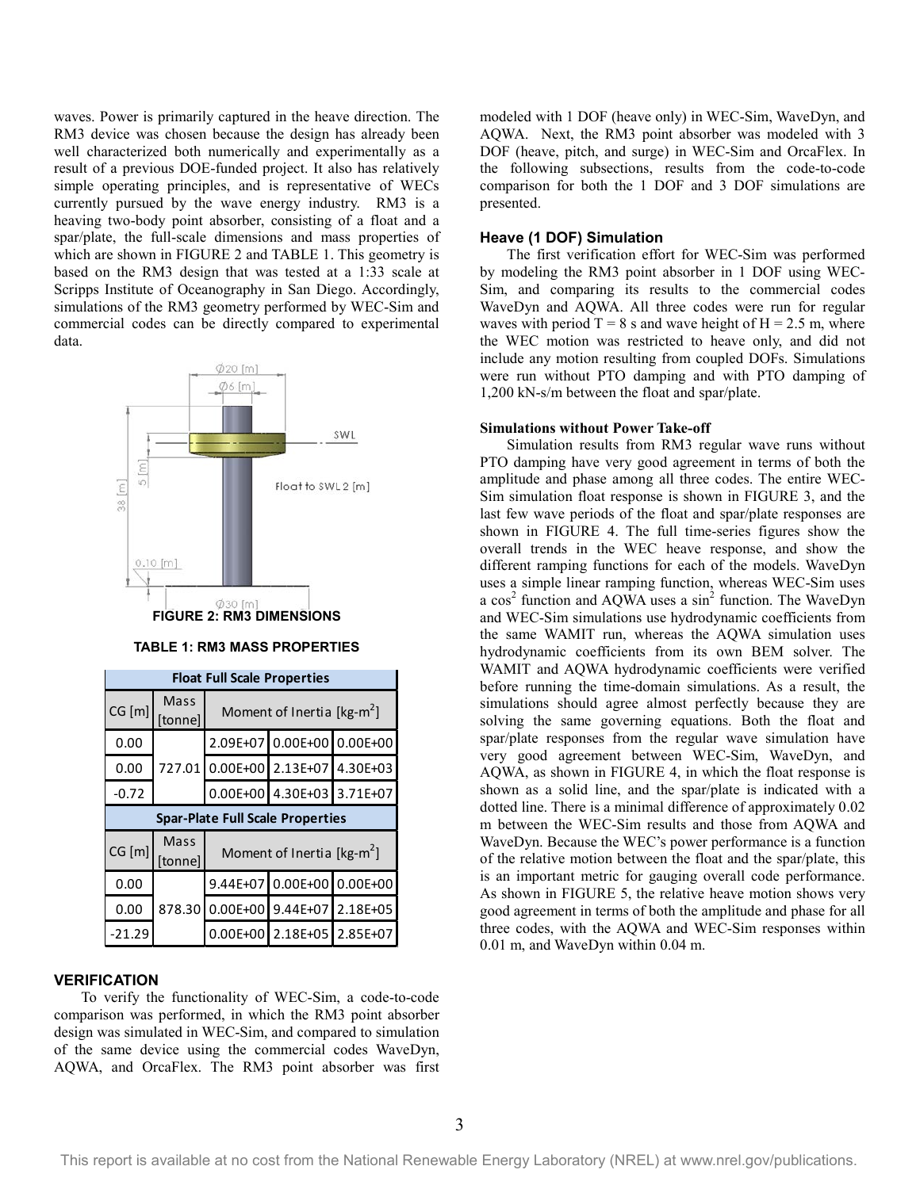waves. Power is primarily captured in the heave direction. The RM3 device was chosen because the design has already been well characterized both numerically and experimentally as a result of a previous DOE-funded project. It also has relatively simple operating principles, and is representative of WECs currently pursued by the wave energy industry. RM3 is a heaving two-body point absorber, consisting of a float and a spar/plate, the full-scale dimensions and mass properties of which are shown in FIGURE 2 and TABLE 1. This geometry is based on the RM3 design that was tested at a 1:33 scale at Scripps Institute of Oceanography in San Diego. Accordingly, simulations of the RM3 geometry performed by WEC-Sim and commercial codes can be directly compared to experimental data.

**FIGURE 2: RM3 DIMENSIONS**

**TABLE 1: RM3 MASS PROPERTIES**

| Float Full Scale Properties | | | | |
|---|---|---|---|---|
| CG [m] | Mass [tonne] | Moment of Inertia [kg-m$^2$] | | |
| 0.00 | 727.01 | 2.09E+07 | 0.00E+00 | 0.00E+00 |
| 0.00 | | 0.00E+00 | 2.13E+07 | 4.30E+03 |
| -0.72 | | 0.00E+00 | 4.30E+03 | 3.71E+07 |
| **Spar-Plate Full Scale Properties** | | | | |
| CG [m] | Mass [tonne] | Moment of Inertia [kg-m$^2$] | | |
| 0.00 | 878.30 | 9.44E+07 | 0.00E+00 | 0.00E+00 |
| 0.00 | | 0.00E+00 | 9.44E+07 | 2.18E+05 |
| -21.29 | | 0.00E+00 | 2.18E+05 | 2.85E+07 |

## VERIFICATION

To verify the functionality of WEC-Sim, a code-to-code comparison was performed, in which the RM3 point absorber design was simulated in WEC-Sim, and compared to simulation of the same device using the commercial codes WaveDyn, AQWA, and OrcaFlex. The RM3 point absorber was first modeled with 1 DOF (heave only) in WEC-Sim, WaveDyn, and AQWA. Next, the RM3 point absorber was modeled with 3 DOF (heave, pitch, and surge) in WEC-Sim and OrcaFlex. In the following subsections, results from the code-to-code comparison for both the 1 DOF and 3 DOF simulations are presented.

### Heave (1 DOF) Simulation

The first verification effort for WEC-Sim was performed by modeling the RM3 point absorber in 1 DOF using WEC-Sim, and comparing its results to the commercial codes WaveDyn and AQWA. All three codes were run for regular waves with period T = 8 s and wave height of H = 2.5 m, where the WEC motion was restricted to heave only, and did not include any motion resulting from coupled DOFs. Simulations were run without PTO damping and with PTO damping of 1,200 kN-s/m between the float and spar/plate.

#### Simulations without Power Take-off

Simulation results from RM3 regular wave runs without PTO damping have very good agreement in terms of both the amplitude and phase among all three codes. The entire WEC-Sim simulation float response is shown in FIGURE 3, and the last few wave periods of the float and spar/plate responses are shown in FIGURE 4. The full time-series figures show the overall trends in the WEC heave response, and show the different ramping functions for each of the models. WaveDyn uses a simple linear ramping function, whereas WEC-Sim uses a $\cos^2$ function and AQWA uses a $\sin^2$ function. The WaveDyn and WEC-Sim simulations use hydrodynamic coefficients from the same WAMIT run, whereas the AQWA simulation uses hydrodynamic coefficients from its own BEM solver. The WAMIT and AQWA hydrodynamic coefficients were verified before running the time-domain simulations. As a result, the simulations should agree almost perfectly because they are solving the same governing equations. Both the float and spar/plate responses from the regular wave simulation have very good agreement between WEC-Sim, WaveDyn, and AQWA, as shown in FIGURE 4, in which the float response is shown as a solid line, and the spar/plate is indicated with a dotted line. There is a minimal difference of approximately 0.02 m between the WEC-Sim results and those from AQWA and WaveDyn. Because the WEC's power performance is a function of the relative motion between the float and the spar/plate, this is an important metric for gauging overall code performance. As shown in FIGURE 5, the relative heave motion shows very good agreement in terms of both the amplitude and phase for all three codes, with the AQWA and WEC-Sim responses within 0.01 m, and WaveDyn within 0.04 m.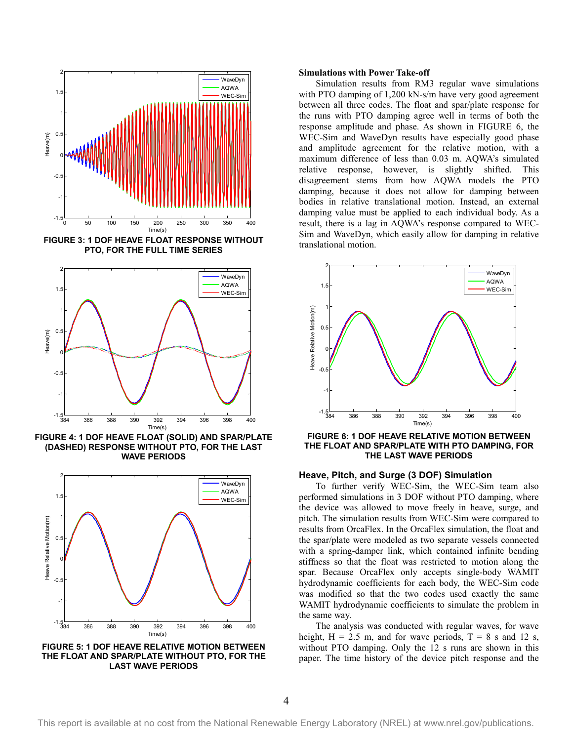FIGURE 3: 1 DOF HEAVE FLOAT RESPONSE WITHOUT PTO, FOR THE FULL TIME SERIES

FIGURE 4: 1 DOF HEAVE FLOAT (SOLID) AND SPAR/PLATE (DASHED) RESPONSE WITHOUT PTO, FOR THE LAST WAVE PERIODS

FIGURE 5: 1 DOF HEAVE RELATIVE MOTION BETWEEN THE FLOAT AND SPAR/PLATE WITHOUT PTO, FOR THE LAST WAVE PERIODS

**Simulations with Power Take-off**

Simulation results from RM3 regular wave simulations with PTO damping of 1,200 kN-s/m have very good agreement between all three codes. The float and spar/plate response for the runs with PTO damping agree well in terms of both the response amplitude and phase. As shown in FIGURE 6, the WEC-Sim and WaveDyn results have especially good phase and amplitude agreement for the relative motion, with a maximum difference of less than 0.03 m. AQWA's simulated relative response, however, is slightly shifted. This disagreement stems from how AQWA models the PTO damping, because it does not allow for damping between bodies in relative translational motion. Instead, an external damping value must be applied to each individual body. As a result, there is a lag in AQWA's response compared to WEC-Sim and WaveDyn, which easily allow for damping in relative translational motion.

FIGURE 6: 1 DOF HEAVE RELATIVE MOTION BETWEEN THE FLOAT AND SPAR/PLATE WITH PTO DAMPING, FOR THE LAST WAVE PERIODS

### Heave, Pitch, and Surge (3 DOF) Simulation

To further verify WEC-Sim, the WEC-Sim team also performed simulations in 3 DOF without PTO damping, where the device was allowed to move freely in heave, surge, and pitch. The simulation results from WEC-Sim were compared to results from OrcaFlex. In the OrcaFlex simulation, the float and the spar/plate were modeled as two separate vessels connected with a spring-damper link, which contained infinite bending stiffness so that the float was restricted to motion along the spar. Because OrcaFlex only accepts single-body WAMIT hydrodynamic coefficients for each body, the WEC-Sim code was modified so that the two codes used exactly the same WAMIT hydrodynamic coefficients to simulate the problem in the same way.

The analysis was conducted with regular waves, for wave height, H = 2.5 m, and for wave periods, T = 8 s and 12 s, without PTO damping. Only the 12 s runs are shown in this paper. The time history of the device pitch response and the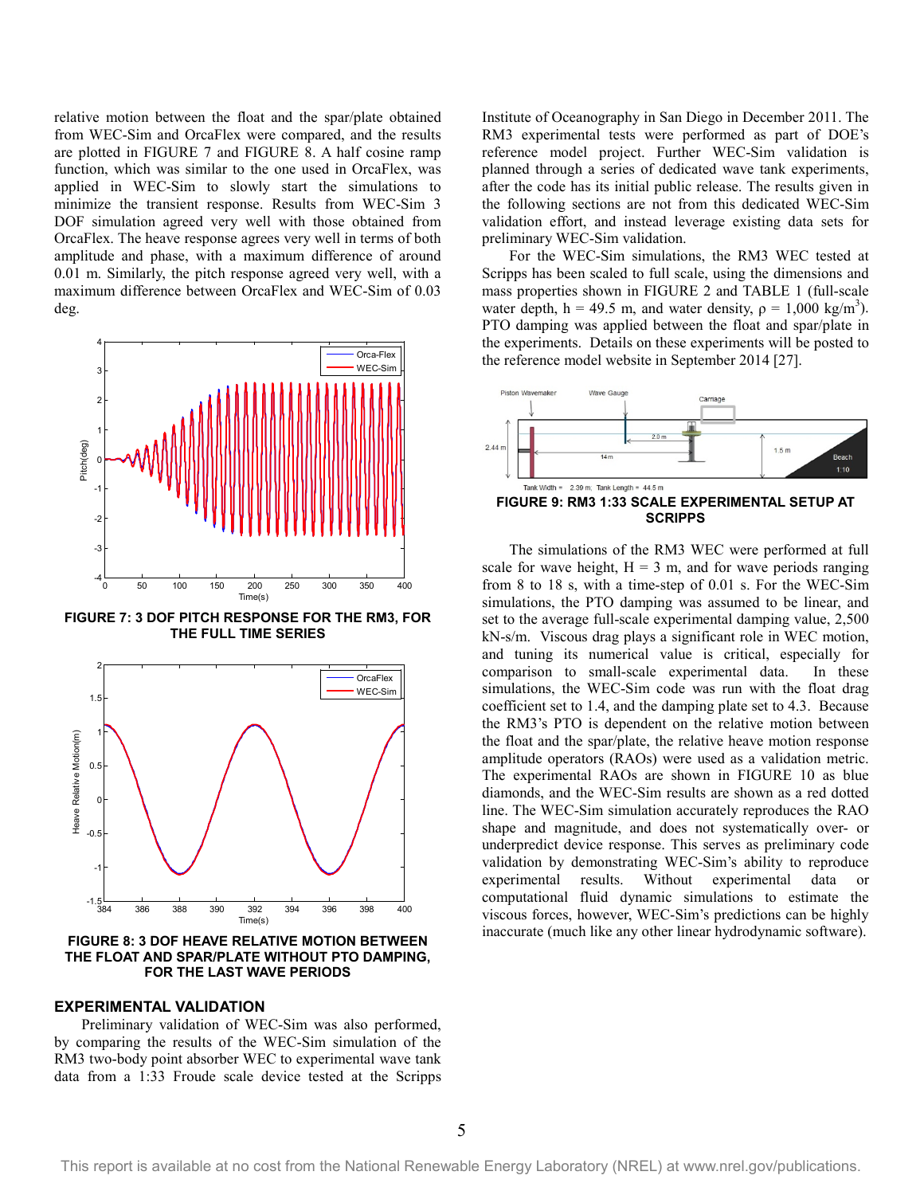relative motion between the float and the spar/plate obtained from WEC-Sim and OrcaFlex were compared, and the results are plotted in FIGURE 7 and FIGURE 8. A half cosine ramp function, which was similar to the one used in OrcaFlex, was applied in WEC-Sim to slowly start the simulations to minimize the transient response. Results from WEC-Sim 3 DOF simulation agreed very well with those obtained from OrcaFlex. The heave response agrees very well in terms of both amplitude and phase, with a maximum difference of around 0.01 m. Similarly, the pitch response agreed very well, with a maximum difference between OrcaFlex and WEC-Sim of 0.03 deg.

**FIGURE 7: 3 DOF PITCH RESPONSE FOR THE RM3, FOR THE FULL TIME SERIES**

**FIGURE 8: 3 DOF HEAVE RELATIVE MOTION BETWEEN THE FLOAT AND SPAR/PLATE WITHOUT PTO DAMPING, FOR THE LAST WAVE PERIODS**

## EXPERIMENTAL VALIDATION

Preliminary validation of WEC-Sim was also performed, by comparing the results of the WEC-Sim simulation of the RM3 two-body point absorber WEC to experimental wave tank data from a 1:33 Froude scale device tested at the Scripps Institute of Oceanography in San Diego in December 2011. The RM3 experimental tests were performed as part of DOE's reference model project. Further WEC-Sim validation is planned through a series of dedicated wave tank experiments, after the code has its initial public release. The results given in the following sections are not from this dedicated WEC-Sim validation effort, and instead leverage existing data sets for preliminary WEC-Sim validation.

For the WEC-Sim simulations, the RM3 WEC tested at Scripps has been scaled to full scale, using the dimensions and mass properties shown in FIGURE 2 and TABLE 1 (full-scale water depth, h = 49.5 m, and water density, $\rho$ = 1,000 kg/m$^3$). PTO damping was applied between the float and spar/plate in the experiments. Details on these experiments will be posted to the reference model website in September 2014 [27].

**FIGURE 9: RM3 1:33 SCALE EXPERIMENTAL SETUP AT SCRIPPS**

The simulations of the RM3 WEC were performed at full scale for wave height, H = 3 m, and for wave periods ranging from 8 to 18 s, with a time-step of 0.01 s. For the WEC-Sim simulations, the PTO damping was assumed to be linear, and set to the average full-scale experimental damping value, 2,500 kN-s/m. Viscous drag plays a significant role in WEC motion, and tuning its numerical value is critical, especially for comparison to small-scale experimental data. In these simulations, the WEC-Sim code was run with the float drag coefficient set to 1.4, and the damping plate set to 4.3. Because the RM3's PTO is dependent on the relative motion between the float and the spar/plate, the relative heave motion response amplitude operators (RAOs) were used as a validation metric. The experimental RAOs are shown in FIGURE 10 as blue diamonds, and the WEC-Sim results are shown as a red dotted line. The WEC-Sim simulation accurately reproduces the RAO shape and magnitude, and does not systematically over- or underpredict device response. This serves as preliminary code validation by demonstrating WEC-Sim's ability to reproduce experimental results. Without experimental data or computational fluid dynamic simulations to estimate the viscous forces, however, WEC-Sim's predictions can be highly inaccurate (much like any other linear hydrodynamic software).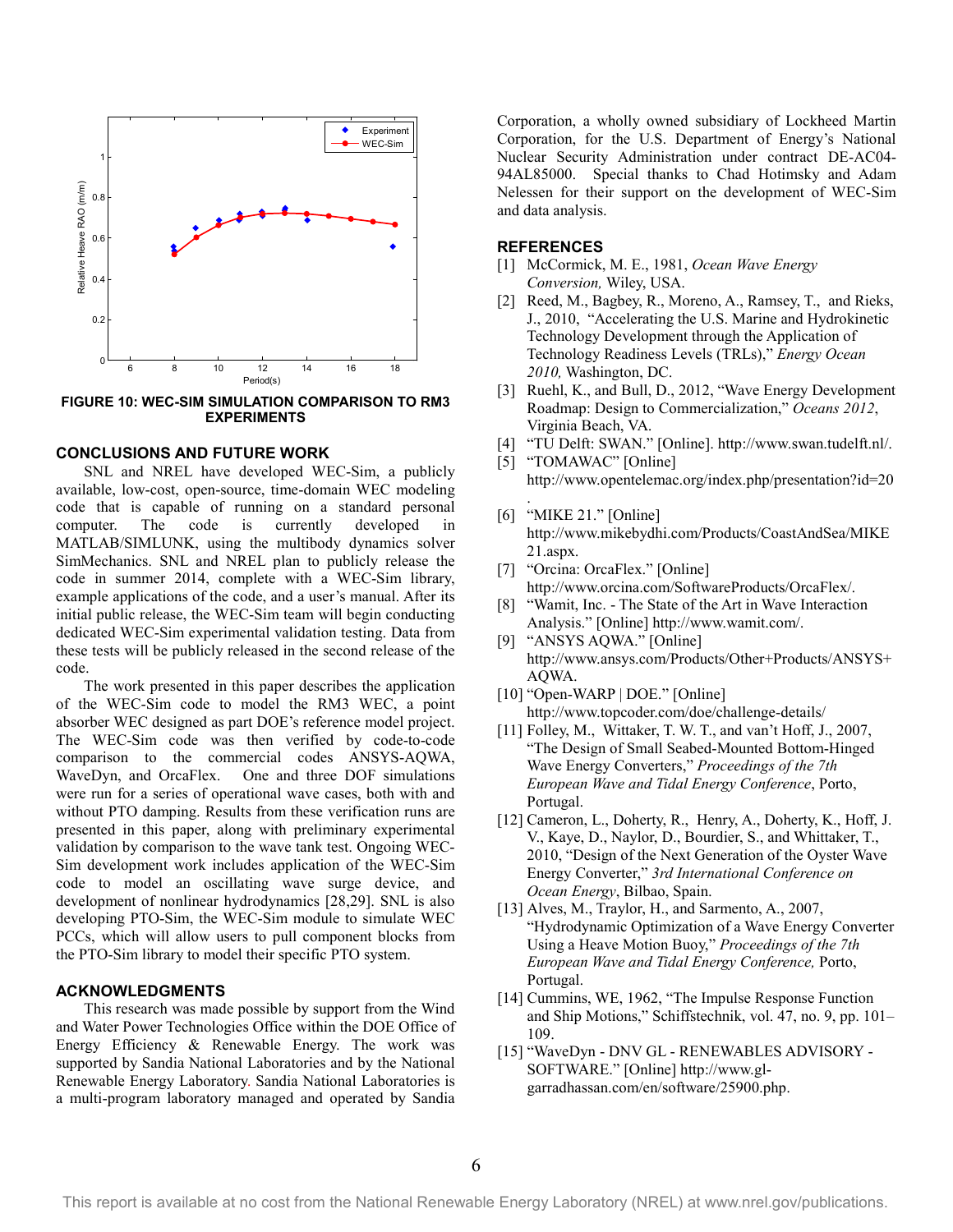FIGURE 10: WEC-SIM SIMULATION COMPARISON TO RM3 EXPERIMENTS

## CONCLUSIONS AND FUTURE WORK

SNL and NREL have developed WEC-Sim, a publicly available, low-cost, open-source, time-domain WEC modeling code that is capable of running on a standard personal computer. The code is currently developed in MATLAB/SIMLUNK, using the multibody dynamics solver SimMechanics. SNL and NREL plan to publicly release the code in summer 2014, complete with a WEC-Sim library, example applications of the code, and a user's manual. After its initial public release, the WEC-Sim team will begin conducting dedicated WEC-Sim experimental validation testing. Data from these tests will be publicly released in the second release of the code.

The work presented in this paper describes the application of the WEC-Sim code to model the RM3 WEC, a point absorber WEC designed as part DOE's reference model project. The WEC-Sim code was then verified by code-to-code comparison to the commercial codes ANSYS-AQWA, WaveDyn, and OrcaFlex. One and three DOF simulations were run for a series of operational wave cases, both with and without PTO damping. Results from these verification runs are presented in this paper, along with preliminary experimental validation by comparison to the wave tank test. Ongoing WEC-Sim development work includes application of the WEC-Sim code to model an oscillating wave surge device, and development of nonlinear hydrodynamics [28,29]. SNL is also developing PTO-Sim, the WEC-Sim module to simulate WEC PCCs, which will allow users to pull component blocks from the PTO-Sim library to model their specific PTO system.

## ACKNOWLEDGMENTS

This research was made possible by support from the Wind and Water Power Technologies Office within the DOE Office of Energy Efficiency & Renewable Energy. The work was supported by Sandia National Laboratories and by the National Renewable Energy Laboratory. Sandia National Laboratories is a multi-program laboratory managed and operated by Sandia Corporation, a wholly owned subsidiary of Lockheed Martin Corporation, for the U.S. Department of Energy's National Nuclear Security Administration under contract DE-AC04-94AL85000. Special thanks to Chad Hotimsky and Adam Nelessen for their support on the development of WEC-Sim and data analysis.

## REFERENCES

[1] McCormick, M. E., 1981, *Ocean Wave Energy Conversion,* Wiley, USA.

[2] Reed, M., Bagbey, R., Moreno, A., Ramsey, T., and Rieks, J., 2010, "Accelerating the U.S. Marine and Hydrokinetic Technology Development through the Application of Technology Readiness Levels (TRLs)," *Energy Ocean 2010,* Washington, DC.

[3] Ruehl, K., and Bull, D., 2012, "Wave Energy Development Roadmap: Design to Commercialization," *Oceans 2012*, Virginia Beach, VA.

[4] "TU Delft: SWAN." [Online]. http://www.swan.tudelft.nl/.

[5] "TOMAWAC" [Online] http://www.opentelemac.org/index.php/presentation?id=20 .

[6] "MIKE 21." [Online] http://www.mikebydhi.com/Products/CoastAndSea/MIKE21.aspx.

[7] "Orcina: OrcaFlex." [Online] http://www.orcina.com/SoftwareProducts/OrcaFlex/.

[8] "Wamit, Inc. - The State of the Art in Wave Interaction Analysis." [Online] http://www.wamit.com/.

[9] "ANSYS AQWA." [Online] http://www.ansys.com/Products/Other+Products/ANSYS+AQWA.

[10] "Open-WARP | DOE." [Online] http://www.topcoder.com/doe/challenge-details/

[11] Folley, M., Wittaker, T. W. T., and van't Hoff, J., 2007, "The Design of Small Seabed-Mounted Bottom-Hinged Wave Energy Converters," *Proceedings of the 7th European Wave and Tidal Energy Conference*, Porto, Portugal.

[12] Cameron, L., Doherty, R., Henry, A., Doherty, K., Hoff, J. V., Kaye, D., Naylor, D., Bourdier, S., and Whittaker, T., 2010, "Design of the Next Generation of the Oyster Wave Energy Converter," *3rd International Conference on Ocean Energy*, Bilbao, Spain.

[13] Alves, M., Traylor, H., and Sarmento, A., 2007, "Hydrodynamic Optimization of a Wave Energy Converter Using a Heave Motion Buoy," *Proceedings of the 7th European Wave and Tidal Energy Conference,* Porto, Portugal.

[14] Cummins, WE, 1962, "The Impulse Response Function and Ship Motions," Schiffstechnik, vol. 47, no. 9, pp. 101–109.

[15] "WaveDyn - DNV GL - RENEWABLES ADVISORY - SOFTWARE." [Online] http://www.gl-garradhassan.com/en/software/25900.php.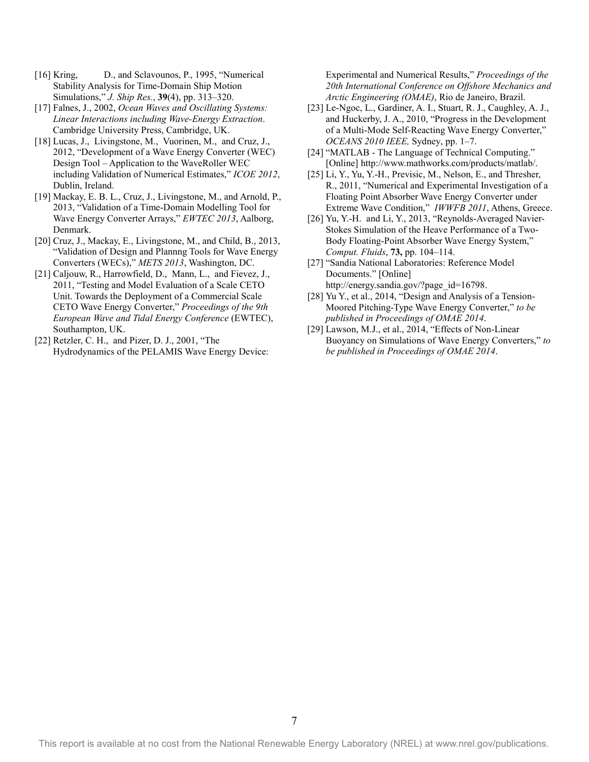[16] Kring, D., and Sclavounos, P., 1995, "Numerical Stability Analysis for Time-Domain Ship Motion Simulations," *J. Ship Res.*, **39**(4), pp. 313–320.

[17] Falnes, J., 2002, *Ocean Waves and Oscillating Systems: Linear Interactions including Wave-Energy Extraction*. Cambridge University Press, Cambridge, UK.

[18] Lucas, J., Livingstone, M., Vuorinen, M., and Cruz, J., 2012, "Development of a Wave Energy Converter (WEC) Design Tool – Application to the WaveRoller WEC including Validation of Numerical Estimates," *ICOE 2012*, Dublin, Ireland.

[19] Mackay, E. B. L., Cruz, J., Livingstone, M., and Arnold, P., 2013, "Validation of a Time-Domain Modelling Tool for Wave Energy Converter Arrays," *EWTEC 2013*, Aalborg, Denmark.

[20] Cruz, J., Mackay, E., Livingstone, M., and Child, B., 2013, "Validation of Design and Plannng Tools for Wave Energy Converters (WECs)," *METS 2013*, Washington, DC.

[21] Caljouw, R., Harrowfield, D., Mann, L., and Fievez, J., 2011, "Testing and Model Evaluation of a Scale CETO Unit. Towards the Deployment of a Commercial Scale CETO Wave Energy Converter," *Proceedings of the 9th European Wave and Tidal Energy Conference* (EWTEC), Southampton, UK.

[22] Retzler, C. H., and Pizer, D. J., 2001, "The Hydrodynamics of the PELAMIS Wave Energy Device: Experimental and Numerical Results," *Proceedings of the 20th International Conference on Offshore Mechanics and Arctic Engineering (OMAE)*, Rio de Janeiro, Brazil.

[23] Le-Ngoc, L., Gardiner, A. I., Stuart, R. J., Caughley, A. J., and Huckerby, J. A., 2010, "Progress in the Development of a Multi-Mode Self-Reacting Wave Energy Converter," *OCEANS 2010 IEEE,* Sydney, pp. 1–7.

[24] "MATLAB - The Language of Technical Computing." [Online] http://www.mathworks.com/products/matlab/.

[25] Li, Y., Yu, Y.-H., Previsic, M., Nelson, E., and Thresher, R., 2011, "Numerical and Experimental Investigation of a Floating Point Absorber Wave Energy Converter under Extreme Wave Condition," *IWWFB 2011*, Athens, Greece.

[26] Yu, Y.-H. and Li, Y., 2013, "Reynolds-Averaged Navier-Stokes Simulation of the Heave Performance of a Two-Body Floating-Point Absorber Wave Energy System," *Comput. Fluids*, **73,** pp. 104–114.

[27] "Sandia National Laboratories: Reference Model Documents." [Online] http://energy.sandia.gov/?page_id=16798.

[28] Yu Y., et al., 2014, "Design and Analysis of a Tension-Moored Pitching-Type Wave Energy Converter," *to be published in Proceedings of OMAE 2014*.

[29] Lawson, M.J., et al., 2014, "Effects of Non-Linear Buoyancy on Simulations of Wave Energy Converters," *to be published in Proceedings of OMAE 2014*.